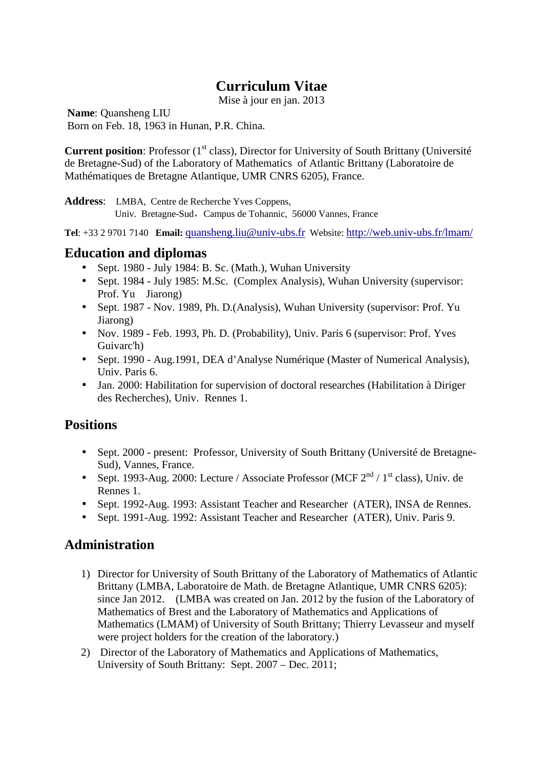# Curriculum Vitae

Mise à jour en jan. 2013

**Name**: Quansheng LIU
Born on Feb. 18, 1963 in Hunan, P.R. China.

**Current position**: Professor (1st class), Director for University of South Brittany (Université de Bretagne-Sud) of the Laboratory of Mathematics of Atlantic Brittany (Laboratoire de Mathématiques de Bretagne Atlantique, UMR CNRS 6205), France.

**Address**: LMBA, Centre de Recherche Yves Coppens,
Univ. Bretagne-Sud，Campus de Tohannic, 56000 Vannes, France

**Tel**: +33 2 9701 7140 **Email:** quansheng.liu@univ-ubs.fr Website: http://web.univ-ubs.fr/lmam/

## Education and diplomas

- Sept. 1980 - July 1984: B. Sc. (Math.), Wuhan University
- Sept. 1984 - July 1985: M.Sc. (Complex Analysis), Wuhan University (supervisor: Prof. Yu Jiarong)
- Sept. 1987 - Nov. 1989, Ph. D.(Analysis), Wuhan University (supervisor: Prof. Yu Jiarong)
- Nov. 1989 - Feb. 1993, Ph. D. (Probability), Univ. Paris 6 (supervisor: Prof. Yves Guivarc'h)
- Sept. 1990 - Aug.1991, DEA d'Analyse Numérique (Master of Numerical Analysis), Univ. Paris 6.
- Jan. 2000: Habilitation for supervision of doctoral researches (Habilitation à Diriger des Recherches), Univ. Rennes 1.

## Positions

- Sept. 2000 - present: Professor, University of South Brittany (Université de Bretagne-Sud), Vannes, France.
- Sept. 1993-Aug. 2000: Lecture / Associate Professor (MCF 2nd / 1st class), Univ. de Rennes 1.
- Sept. 1992-Aug. 1993: Assistant Teacher and Researcher (ATER), INSA de Rennes.
- Sept. 1991-Aug. 1992: Assistant Teacher and Researcher (ATER), Univ. Paris 9.

## Administration

1) Director for University of South Brittany of the Laboratory of Mathematics of Atlantic Brittany (LMBA, Laboratoire de Math. de Bretagne Atlantique, UMR CNRS 6205): since Jan 2012. (LMBA was created on Jan. 2012 by the fusion of the Laboratory of Mathematics of Brest and the Laboratory of Mathematics and Applications of Mathematics (LMAM) of University of South Brittany; Thierry Levasseur and myself were project holders for the creation of the laboratory.)
2) Director of the Laboratory of Mathematics and Applications of Mathematics, University of South Brittany: Sept. 2007 – Dec. 2011;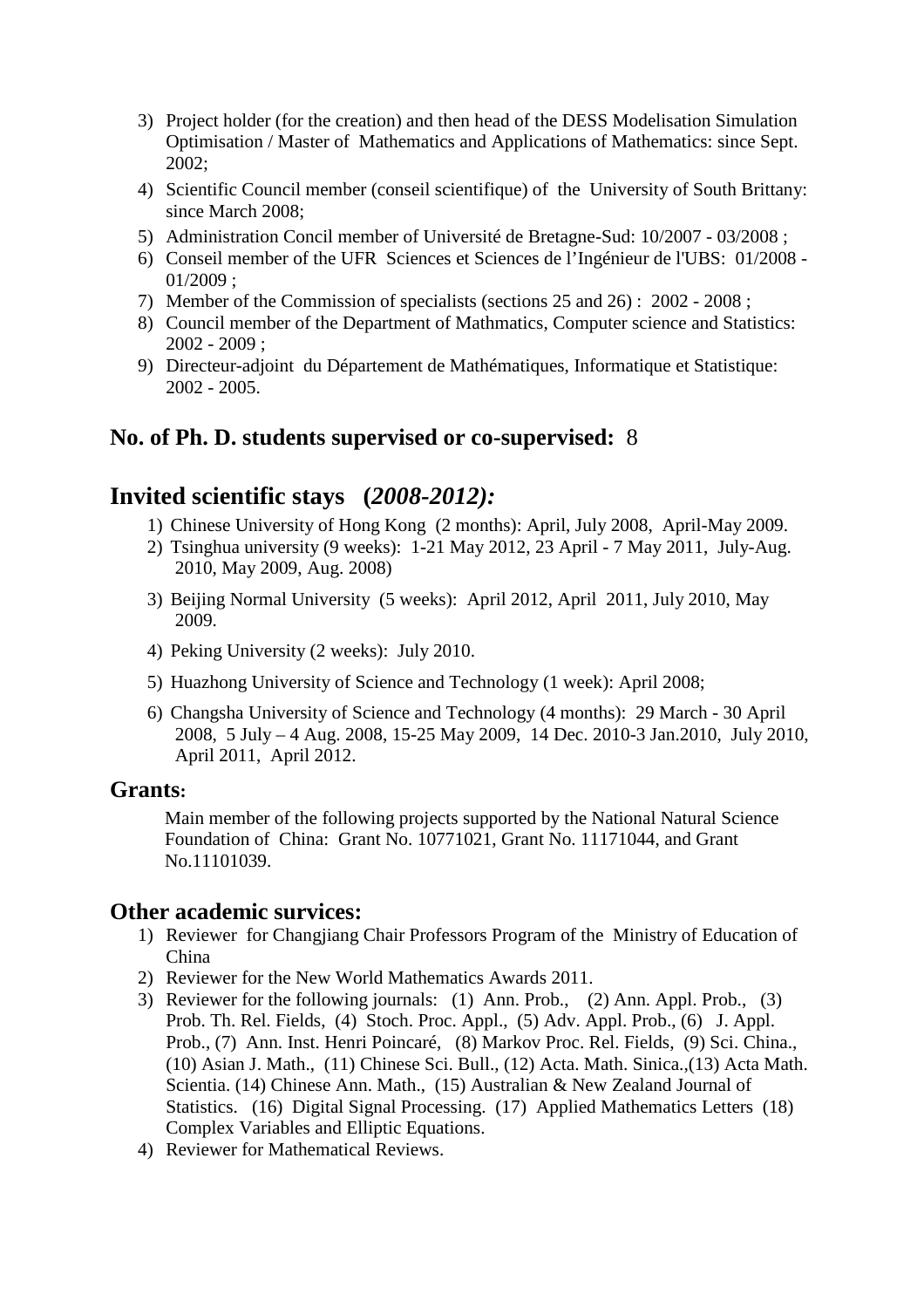3) Project holder (for the creation) and then head of the DESS Modelisation Simulation Optimisation / Master of Mathematics and Applications of Mathematics: since Sept. 2002;
4) Scientific Council member (conseil scientifique) of the University of South Brittany: since March 2008;
5) Administration Concil member of Université de Bretagne-Sud: 10/2007 - 03/2008 ;
6) Conseil member of the UFR Sciences et Sciences de l'Ingénieur de l'UBS: 01/2008 - 01/2009 ;
7) Member of the Commission of specialists (sections 25 and 26) : 2002 - 2008 ;
8) Council member of the Department of Mathmatics, Computer science and Statistics: 2002 - 2009 ;
9) Directeur-adjoint du Département de Mathématiques, Informatique et Statistique: 2002 - 2005.

## No. of Ph. D. students supervised or co-supervised: 8

## Invited scientific stays (*2008-2012):*

1) Chinese University of Hong Kong (2 months): April, July 2008, April-May 2009.
2) Tsinghua university (9 weeks): 1-21 May 2012, 23 April - 7 May 2011, July-Aug. 2010, May 2009, Aug. 2008)
3) Beijing Normal University (5 weeks): April 2012, April 2011, July 2010, May 2009.
4) Peking University (2 weeks): July 2010.
5) Huazhong University of Science and Technology (1 week): April 2008;
6) Changsha University of Science and Technology (4 months): 29 March - 30 April 2008, 5 July – 4 Aug. 2008, 15-25 May 2009, 14 Dec. 2010-3 Jan.2010, July 2010, April 2011, April 2012.

## Grants:

Main member of the following projects supported by the National Natural Science Foundation of China: Grant No. 10771021, Grant No. 11171044, and Grant No.11101039.

## Other academic survices:

1) Reviewer for Changjiang Chair Professors Program of the Ministry of Education of China
2) Reviewer for the New World Mathematics Awards 2011.
3) Reviewer for the following journals: (1) Ann. Prob., (2) Ann. Appl. Prob., (3) Prob. Th. Rel. Fields, (4) Stoch. Proc. Appl., (5) Adv. Appl. Prob., (6) J. Appl. Prob., (7) Ann. Inst. Henri Poincaré, (8) Markov Proc. Rel. Fields, (9) Sci. China., (10) Asian J. Math., (11) Chinese Sci. Bull., (12) Acta. Math. Sinica.,(13) Acta Math. Scientia. (14) Chinese Ann. Math., (15) Australian & New Zealand Journal of Statistics. (16) Digital Signal Processing. (17) Applied Mathematics Letters (18) Complex Variables and Elliptic Equations.
4) Reviewer for Mathematical Reviews.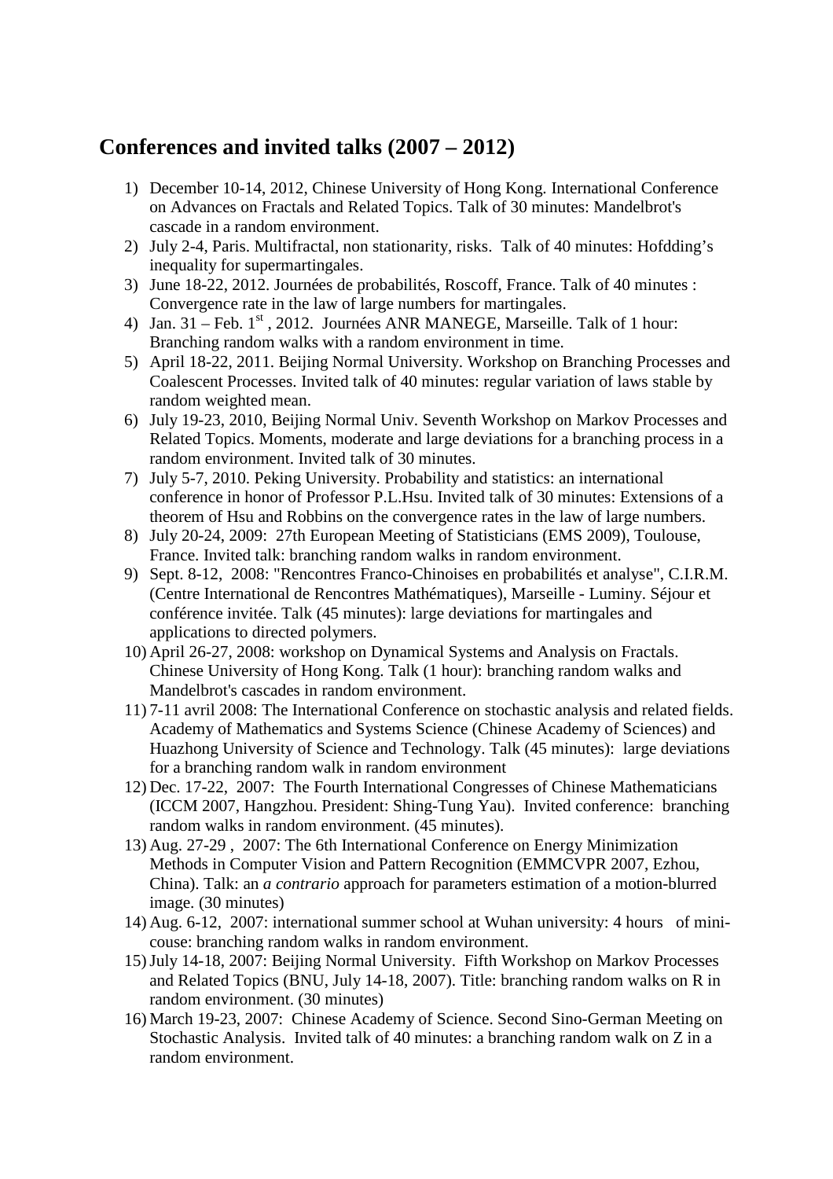## Conferences and invited talks (2007 – 2012)

1) December 10-14, 2012, Chinese University of Hong Kong. International Conference on Advances on Fractals and Related Topics. Talk of 30 minutes: Mandelbrot's cascade in a random environment.
2) July 2-4, Paris. Multifractal, non stationarity, risks. Talk of 40 minutes: Hofdding's inequality for supermartingales.
3) June 18-22, 2012. Journées de probabilités, Roscoff, France. Talk of 40 minutes : Convergence rate in the law of large numbers for martingales.
4) Jan. 31 – Feb. 1st , 2012. Journées ANR MANEGE, Marseille. Talk of 1 hour: Branching random walks with a random environment in time.
5) April 18-22, 2011. Beijing Normal University. Workshop on Branching Processes and Coalescent Processes. Invited talk of 40 minutes: regular variation of laws stable by random weighted mean.
6) July 19-23, 2010, Beijing Normal Univ. Seventh Workshop on Markov Processes and Related Topics. Moments, moderate and large deviations for a branching process in a random environment. Invited talk of 30 minutes.
7) July 5-7, 2010. Peking University. Probability and statistics: an international conference in honor of Professor P.L.Hsu. Invited talk of 30 minutes: Extensions of a theorem of Hsu and Robbins on the convergence rates in the law of large numbers.
8) July 20-24, 2009: 27th European Meeting of Statisticians (EMS 2009), Toulouse, France. Invited talk: branching random walks in random environment.
9) Sept. 8-12, 2008: "Rencontres Franco-Chinoises en probabilités et analyse", C.I.R.M. (Centre International de Rencontres Mathématiques), Marseille - Luminy. Séjour et conférence invitée. Talk (45 minutes): large deviations for martingales and applications to directed polymers.
10) April 26-27, 2008: workshop on Dynamical Systems and Analysis on Fractals. Chinese University of Hong Kong. Talk (1 hour): branching random walks and Mandelbrot's cascades in random environment.
11) 7-11 avril 2008: The International Conference on stochastic analysis and related fields. Academy of Mathematics and Systems Science (Chinese Academy of Sciences) and Huazhong University of Science and Technology. Talk (45 minutes): large deviations for a branching random walk in random environment
12) Dec. 17-22, 2007: The Fourth International Congresses of Chinese Mathematicians (ICCM 2007, Hangzhou. President: Shing-Tung Yau). Invited conference: branching random walks in random environment. (45 minutes).
13) Aug. 27-29 , 2007: The 6th International Conference on Energy Minimization Methods in Computer Vision and Pattern Recognition (EMMCVPR 2007, Ezhou, China). Talk: an *a contrario* approach for parameters estimation of a motion-blurred image. (30 minutes)
14) Aug. 6-12, 2007: international summer school at Wuhan university: 4 hours of mini-couse: branching random walks in random environment.
15) July 14-18, 2007: Beijing Normal University. Fifth Workshop on Markov Processes and Related Topics (BNU, July 14-18, 2007). Title: branching random walks on R in random environment. (30 minutes)
16) March 19-23, 2007: Chinese Academy of Science. Second Sino-German Meeting on Stochastic Analysis. Invited talk of 40 minutes: a branching random walk on Z in a random environment.